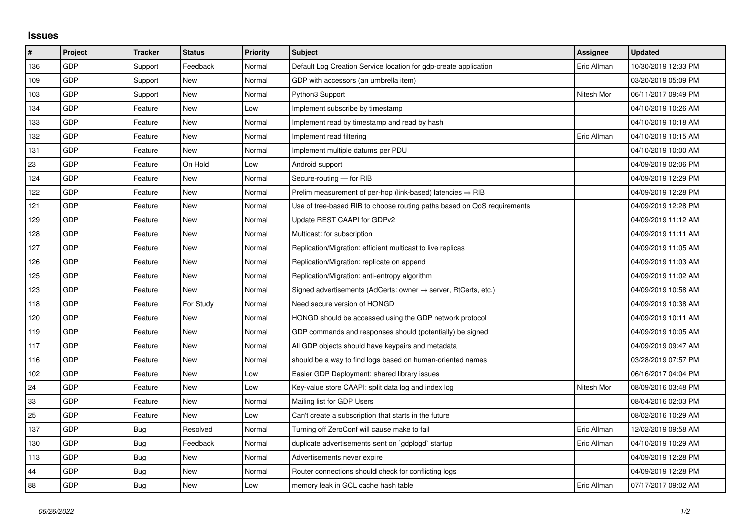## Issues

| # | Project | Tracker | Status | Priority | Subject | Assignee | Updated |
|---|---|---|---|---|---|---|---|
| 136 | GDP | Support | Feedback | Normal | Default Log Creation Service location for gdp-create application | Eric Allman | 10/30/2019 12:33 PM |
| 109 | GDP | Support | New | Normal | GDP with accessors (an umbrella item) | | 03/20/2019 05:09 PM |
| 103 | GDP | Support | New | Normal | Python3 Support | Nitesh Mor | 06/11/2017 09:49 PM |
| 134 | GDP | Feature | New | Low | Implement subscribe by timestamp | | 04/10/2019 10:26 AM |
| 133 | GDP | Feature | New | Normal | Implement read by timestamp and read by hash | | 04/10/2019 10:18 AM |
| 132 | GDP | Feature | New | Normal | Implement read filtering | Eric Allman | 04/10/2019 10:15 AM |
| 131 | GDP | Feature | New | Normal | Implement multiple datums per PDU | | 04/10/2019 10:00 AM |
| 23 | GDP | Feature | On Hold | Low | Android support | | 04/09/2019 02:06 PM |
| 124 | GDP | Feature | New | Normal | Secure-routing — for RIB | | 04/09/2019 12:29 PM |
| 122 | GDP | Feature | New | Normal | Prelim measurement of per-hop (link-based) latencies ⇒ RIB | | 04/09/2019 12:28 PM |
| 121 | GDP | Feature | New | Normal | Use of tree-based RIB to choose routing paths based on QoS requirements | | 04/09/2019 12:28 PM |
| 129 | GDP | Feature | New | Normal | Update REST CAAPI for GDPv2 | | 04/09/2019 11:12 AM |
| 128 | GDP | Feature | New | Normal | Multicast: for subscription | | 04/09/2019 11:11 AM |
| 127 | GDP | Feature | New | Normal | Replication/Migration: efficient multicast to live replicas | | 04/09/2019 11:05 AM |
| 126 | GDP | Feature | New | Normal | Replication/Migration: replicate on append | | 04/09/2019 11:03 AM |
| 125 | GDP | Feature | New | Normal | Replication/Migration: anti-entropy algorithm | | 04/09/2019 11:02 AM |
| 123 | GDP | Feature | New | Normal | Signed advertisements (AdCerts: owner → server, RtCerts, etc.) | | 04/09/2019 10:58 AM |
| 118 | GDP | Feature | For Study | Normal | Need secure version of HONGD | | 04/09/2019 10:38 AM |
| 120 | GDP | Feature | New | Normal | HONGD should be accessed using the GDP network protocol | | 04/09/2019 10:11 AM |
| 119 | GDP | Feature | New | Normal | GDP commands and responses should (potentially) be signed | | 04/09/2019 10:05 AM |
| 117 | GDP | Feature | New | Normal | All GDP objects should have keypairs and metadata | | 04/09/2019 09:47 AM |
| 116 | GDP | Feature | New | Normal | should be a way to find logs based on human-oriented names | | 03/28/2019 07:57 PM |
| 102 | GDP | Feature | New | Low | Easier GDP Deployment: shared library issues | | 06/16/2017 04:04 PM |
| 24 | GDP | Feature | New | Low | Key-value store CAAPI: split data log and index log | Nitesh Mor | 08/09/2016 03:48 PM |
| 33 | GDP | Feature | New | Normal | Mailing list for GDP Users | | 08/04/2016 02:03 PM |
| 25 | GDP | Feature | New | Low | Can't create a subscription that starts in the future | | 08/02/2016 10:29 AM |
| 137 | GDP | Bug | Resolved | Normal | Turning off ZeroConf will cause make to fail | Eric Allman | 12/02/2019 09:58 AM |
| 130 | GDP | Bug | Feedback | Normal | duplicate advertisements sent on `gdplogd` startup | Eric Allman | 04/10/2019 10:29 AM |
| 113 | GDP | Bug | New | Normal | Advertisements never expire | | 04/09/2019 12:28 PM |
| 44 | GDP | Bug | New | Normal | Router connections should check for conflicting logs | | 04/09/2019 12:28 PM |
| 88 | GDP | Bug | New | Low | memory leak in GCL cache hash table | Eric Allman | 07/17/2017 09:02 AM |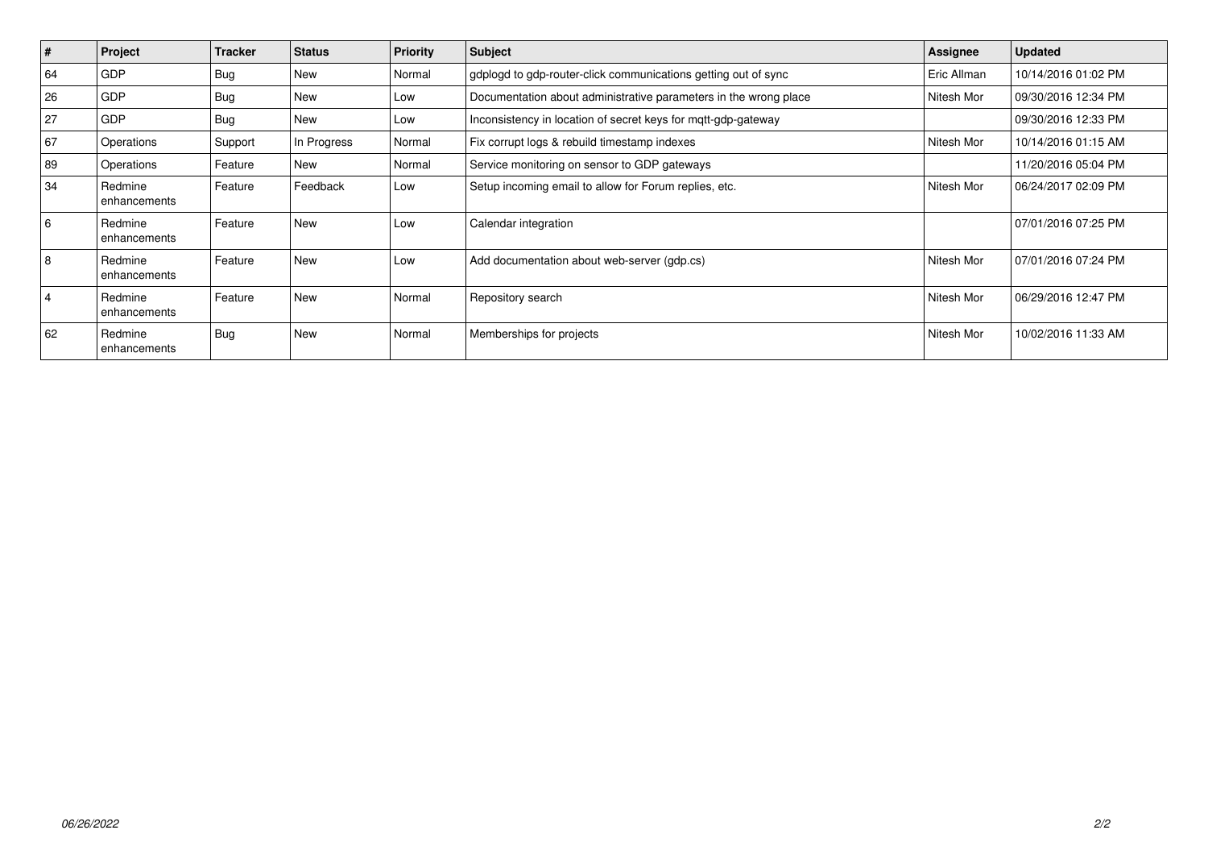| # | Project | Tracker | Status | Priority | Subject | Assignee | Updated |
|---|---|---|---|---|---|---|---|
| 64 | GDP | Bug | New | Normal | gdplogd to gdp-router-click communications getting out of sync | Eric Allman | 10/14/2016 01:02 PM |
| 26 | GDP | Bug | New | Low | Documentation about administrative parameters in the wrong place | Nitesh Mor | 09/30/2016 12:34 PM |
| 27 | GDP | Bug | New | Low | Inconsistency in location of secret keys for mqtt-gdp-gateway | | 09/30/2016 12:33 PM |
| 67 | Operations | Support | In Progress | Normal | Fix corrupt logs & rebuild timestamp indexes | Nitesh Mor | 10/14/2016 01:15 AM |
| 89 | Operations | Feature | New | Normal | Service monitoring on sensor to GDP gateways | | 11/20/2016 05:04 PM |
| 34 | Redmine enhancements | Feature | Feedback | Low | Setup incoming email to allow for Forum replies, etc. | Nitesh Mor | 06/24/2017 02:09 PM |
| 6 | Redmine enhancements | Feature | New | Low | Calendar integration | | 07/01/2016 07:25 PM |
| 8 | Redmine enhancements | Feature | New | Low | Add documentation about web-server (gdp.cs) | Nitesh Mor | 07/01/2016 07:24 PM |
| 4 | Redmine enhancements | Feature | New | Normal | Repository search | Nitesh Mor | 06/29/2016 12:47 PM |
| 62 | Redmine enhancements | Bug | New | Normal | Memberships for projects | Nitesh Mor | 10/02/2016 11:33 AM |